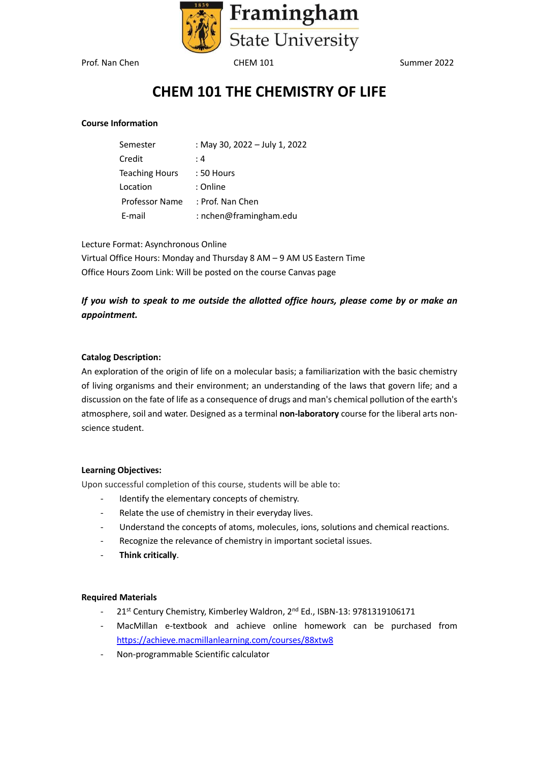Framingham State University

Prof. Nan Chen CHEM 101 Summer 2022

# CHEM 101 THE CHEMISTRY OF LIFE

**Course Information**

| | |
|---|---|
| Semester | : May 30, 2022 – July 1, 2022 |
| Credit | : 4 |
| Teaching Hours | : 50 Hours |
| Location | : Online |
| Professor Name | : Prof. Nan Chen |
| E-mail | : nchen@framingham.edu |

Lecture Format: Asynchronous Online
Virtual Office Hours: Monday and Thursday 8 AM – 9 AM US Eastern Time
Office Hours Zoom Link: Will be posted on the course Canvas page

***If you wish to speak to me outside the allotted office hours, please come by or make an appointment.***

**Catalog Description:**
An exploration of the origin of life on a molecular basis; a familiarization with the basic chemistry of living organisms and their environment; an understanding of the laws that govern life; and a discussion on the fate of life as a consequence of drugs and man's chemical pollution of the earth's atmosphere, soil and water. Designed as a terminal **non-laboratory** course for the liberal arts non-science student.

**Learning Objectives:**
Upon successful completion of this course, students will be able to:

- Identify the elementary concepts of chemistry.
- Relate the use of chemistry in their everyday lives.
- Understand the concepts of atoms, molecules, ions, solutions and chemical reactions.
- Recognize the relevance of chemistry in important societal issues.
- **Think critically**.

**Required Materials**

- 21st Century Chemistry, Kimberley Waldron, 2nd Ed., ISBN-13: 9781319106171
- MacMillan e-textbook and achieve online homework can be purchased from https://achieve.macmillanlearning.com/courses/88xtw8
- Non-programmable Scientific calculator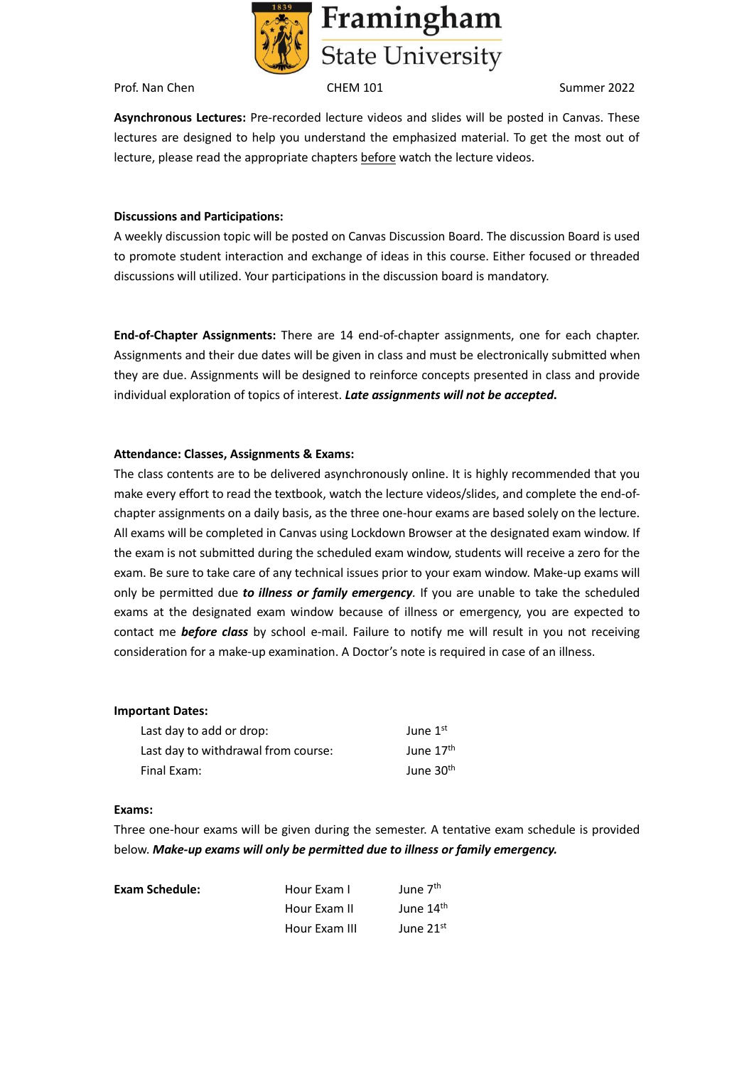Prof. Nan Chen CHEM 101 Summer 2022

**Asynchronous Lectures:** Pre-recorded lecture videos and slides will be posted in Canvas. These lectures are designed to help you understand the emphasized material. To get the most out of lecture, please read the appropriate chapters <u>before</u> watch the lecture videos.

**Discussions and Participations:**
A weekly discussion topic will be posted on Canvas Discussion Board. The discussion Board is used to promote student interaction and exchange of ideas in this course. Either focused or threaded discussions will utilized. Your participations in the discussion board is mandatory.

**End-of-Chapter Assignments:** There are 14 end-of-chapter assignments, one for each chapter. Assignments and their due dates will be given in class and must be electronically submitted when they are due. Assignments will be designed to reinforce concepts presented in class and provide individual exploration of topics of interest. ***Late assignments will not be accepted*.**

**Attendance: Classes, Assignments & Exams:**
The class contents are to be delivered asynchronously online. It is highly recommended that you make every effort to read the textbook, watch the lecture videos/slides, and complete the end-of-chapter assignments on a daily basis, as the three one-hour exams are based solely on the lecture. All exams will be completed in Canvas using Lockdown Browser at the designated exam window. If the exam is not submitted during the scheduled exam window, students will receive a zero for the exam. Be sure to take care of any technical issues prior to your exam window. Make-up exams will only be permitted due ***to illness or family emergency***. If you are unable to take the scheduled exams at the designated exam window because of illness or emergency, you are expected to contact me ***before class*** by school e-mail. Failure to notify me will result in you not receiving consideration for a make-up examination. A Doctor's note is required in case of an illness.

**Important Dates:**

| | |
|---|---|
| Last day to add or drop: | June 1st |
| Last day to withdrawal from course: | June 17th |
| Final Exam: | June 30th |

**Exams:**
Three one-hour exams will be given during the semester. A tentative exam schedule is provided below. ***Make-up exams will only be permitted due to illness or family emergency.***

| **Exam Schedule:** | | |
|---|---|---|
| | Hour Exam I | June 7th |
| | Hour Exam II | June 14th |
| | Hour Exam III | June 21st |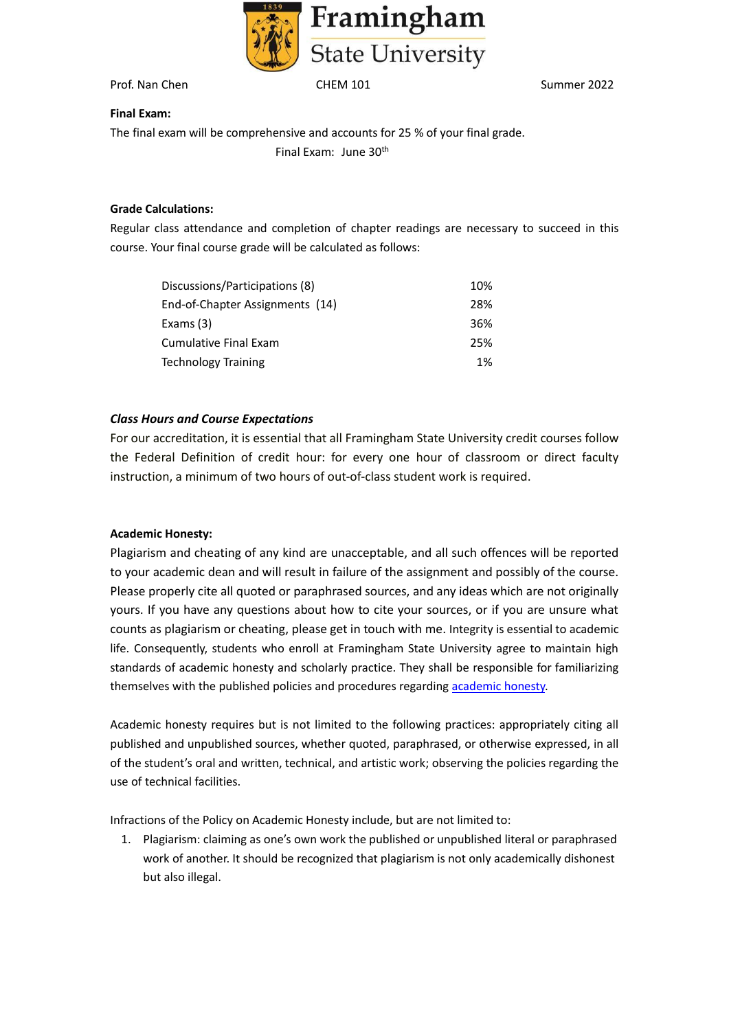Prof. Nan Chen CHEM 101 Summer 2022

**Final Exam:**

The final exam will be comprehensive and accounts for 25 % of your final grade.

Final Exam: June 30th

**Grade Calculations:**

Regular class attendance and completion of chapter readings are necessary to succeed in this course. Your final course grade will be calculated as follows:

| | |
|---|---|
| Discussions/Participations (8) | 10% |
| End-of-Chapter Assignments (14) | 28% |
| Exams (3) | 36% |
| Cumulative Final Exam | 25% |
| Technology Training | 1% |

***Class Hours and Course Expectations***

For our accreditation, it is essential that all Framingham State University credit courses follow the Federal Definition of credit hour: for every one hour of classroom or direct faculty instruction, a minimum of two hours of out-of-class student work is required.

**Academic Honesty:**

Plagiarism and cheating of any kind are unacceptable, and all such offences will be reported to your academic dean and will result in failure of the assignment and possibly of the course. Please properly cite all quoted or paraphrased sources, and any ideas which are not originally yours. If you have any questions about how to cite your sources, or if you are unsure what counts as plagiarism or cheating, please get in touch with me. Integrity is essential to academic life. Consequently, students who enroll at Framingham State University agree to maintain high standards of academic honesty and scholarly practice. They shall be responsible for familiarizing themselves with the published policies and procedures regarding academic honesty.

Academic honesty requires but is not limited to the following practices: appropriately citing all published and unpublished sources, whether quoted, paraphrased, or otherwise expressed, in all of the student's oral and written, technical, and artistic work; observing the policies regarding the use of technical facilities.

Infractions of the Policy on Academic Honesty include, but are not limited to:

1. Plagiarism: claiming as one's own work the published or unpublished literal or paraphrased work of another. It should be recognized that plagiarism is not only academically dishonest but also illegal.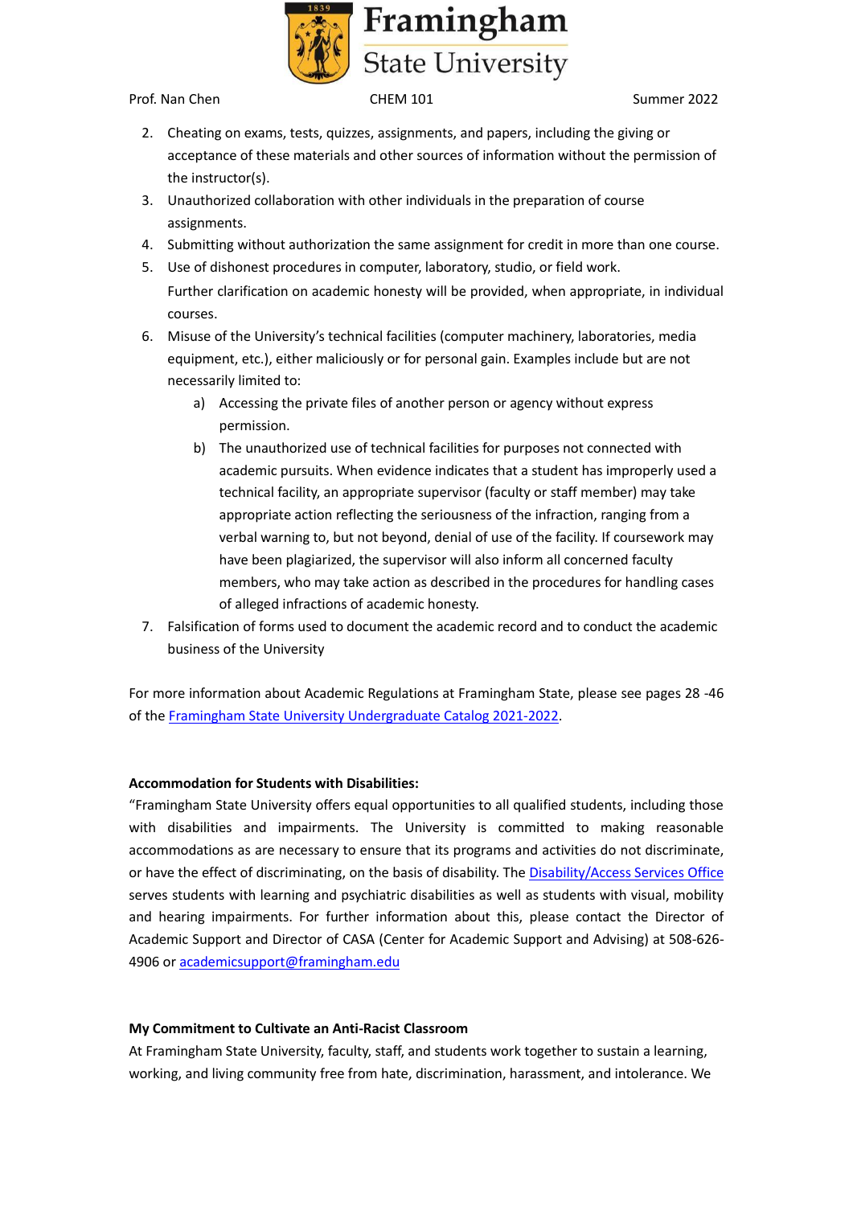2. Cheating on exams, tests, quizzes, assignments, and papers, including the giving or acceptance of these materials and other sources of information without the permission of the instructor(s).
3. Unauthorized collaboration with other individuals in the preparation of course assignments.
4. Submitting without authorization the same assignment for credit in more than one course.
5. Use of dishonest procedures in computer, laboratory, studio, or field work.

   Further clarification on academic honesty will be provided, when appropriate, in individual courses.
6. Misuse of the University's technical facilities (computer machinery, laboratories, media equipment, etc.), either maliciously or for personal gain. Examples include but are not necessarily limited to:
   a) Accessing the private files of another person or agency without express permission.
   b) The unauthorized use of technical facilities for purposes not connected with academic pursuits. When evidence indicates that a student has improperly used a technical facility, an appropriate supervisor (faculty or staff member) may take appropriate action reflecting the seriousness of the infraction, ranging from a verbal warning to, but not beyond, denial of use of the facility. If coursework may have been plagiarized, the supervisor will also inform all concerned faculty members, who may take action as described in the procedures for handling cases of alleged infractions of academic honesty.
7. Falsification of forms used to document the academic record and to conduct the academic business of the University

For more information about Academic Regulations at Framingham State, please see pages 28 -46 of the Framingham State University Undergraduate Catalog 2021-2022.

**Accommodation for Students with Disabilities:**

"Framingham State University offers equal opportunities to all qualified students, including those with disabilities and impairments. The University is committed to making reasonable accommodations as are necessary to ensure that its programs and activities do not discriminate, or have the effect of discriminating, on the basis of disability. The Disability/Access Services Office serves students with learning and psychiatric disabilities as well as students with visual, mobility and hearing impairments. For further information about this, please contact the Director of Academic Support and Director of CASA (Center for Academic Support and Advising) at 508-626-4906 or academicsupport@framingham.edu

**My Commitment to Cultivate an Anti-Racist Classroom**

At Framingham State University, faculty, staff, and students work together to sustain a learning, working, and living community free from hate, discrimination, harassment, and intolerance. We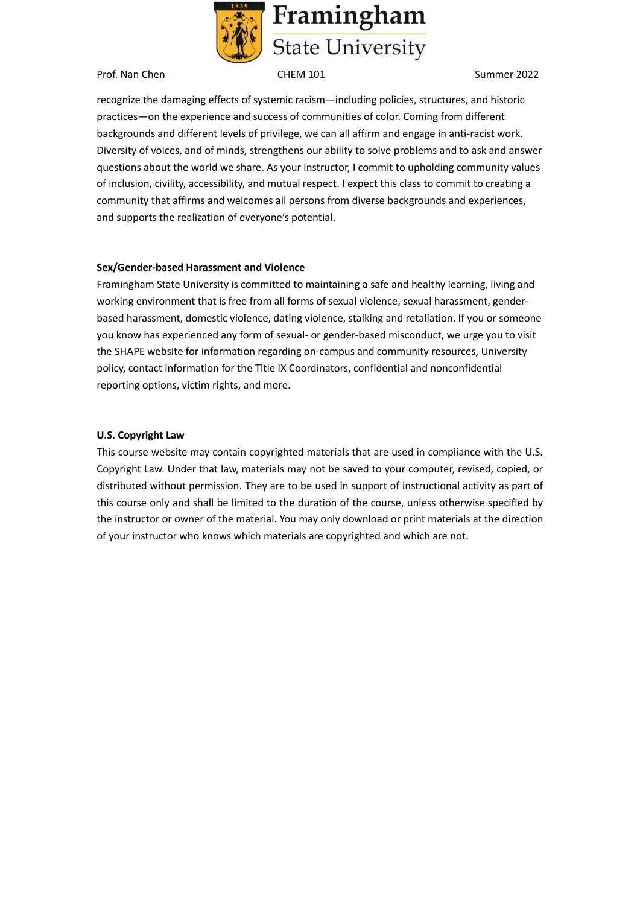recognize the damaging effects of systemic racism—including policies, structures, and historic practices—on the experience and success of communities of color. Coming from different backgrounds and different levels of privilege, we can all affirm and engage in anti-racist work. Diversity of voices, and of minds, strengthens our ability to solve problems and to ask and answer questions about the world we share. As your instructor, I commit to upholding community values of inclusion, civility, accessibility, and mutual respect. I expect this class to commit to creating a community that affirms and welcomes all persons from diverse backgrounds and experiences, and supports the realization of everyone's potential.

**Sex/Gender-based Harassment and Violence**

Framingham State University is committed to maintaining a safe and healthy learning, living and working environment that is free from all forms of sexual violence, sexual harassment, gender-based harassment, domestic violence, dating violence, stalking and retaliation. If you or someone you know has experienced any form of sexual- or gender-based misconduct, we urge you to visit the SHAPE website for information regarding on-campus and community resources, University policy, contact information for the Title IX Coordinators, confidential and nonconfidential reporting options, victim rights, and more.

**U.S. Copyright Law**

This course website may contain copyrighted materials that are used in compliance with the U.S. Copyright Law. Under that law, materials may not be saved to your computer, revised, copied, or distributed without permission. They are to be used in support of instructional activity as part of this course only and shall be limited to the duration of the course, unless otherwise specified by the instructor or owner of the material. You may only download or print materials at the direction of your instructor who knows which materials are copyrighted and which are not.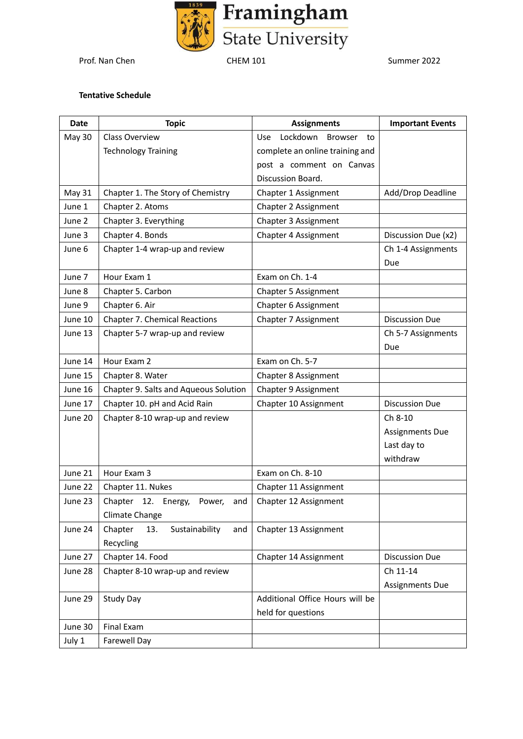Framingham State University

Prof. Nan Chen CHEM 101 Summer 2022

**Tentative Schedule**

| Date | Topic | Assignments | Important Events |
|---|---|---|---|
| May 30 | Class Overview<br>Technology Training | Use Lockdown Browser to complete an online training and post a comment on Canvas Discussion Board. | |
| May 31 | Chapter 1. The Story of Chemistry | Chapter 1 Assignment | Add/Drop Deadline |
| June 1 | Chapter 2. Atoms | Chapter 2 Assignment | |
| June 2 | Chapter 3. Everything | Chapter 3 Assignment | |
| June 3 | Chapter 4. Bonds | Chapter 4 Assignment | Discussion Due (x2) |
| June 6 | Chapter 1-4 wrap-up and review | | Ch 1-4 Assignments Due |
| June 7 | Hour Exam 1 | Exam on Ch. 1-4 | |
| June 8 | Chapter 5. Carbon | Chapter 5 Assignment | |
| June 9 | Chapter 6. Air | Chapter 6 Assignment | |
| June 10 | Chapter 7. Chemical Reactions | Chapter 7 Assignment | Discussion Due |
| June 13 | Chapter 5-7 wrap-up and review | | Ch 5-7 Assignments Due |
| June 14 | Hour Exam 2 | Exam on Ch. 5-7 | |
| June 15 | Chapter 8. Water | Chapter 8 Assignment | |
| June 16 | Chapter 9. Salts and Aqueous Solution | Chapter 9 Assignment | |
| June 17 | Chapter 10. pH and Acid Rain | Chapter 10 Assignment | Discussion Due |
| June 20 | Chapter 8-10 wrap-up and review | | Ch 8-10 Assignments Due<br>Last day to withdraw |
| June 21 | Hour Exam 3 | Exam on Ch. 8-10 | |
| June 22 | Chapter 11. Nukes | Chapter 11 Assignment | |
| June 23 | Chapter 12. Energy, Power, and Climate Change | Chapter 12 Assignment | |
| June 24 | Chapter 13. Sustainability and Recycling | Chapter 13 Assignment | |
| June 27 | Chapter 14. Food | Chapter 14 Assignment | Discussion Due |
| June 28 | Chapter 8-10 wrap-up and review | | Ch 11-14 Assignments Due |
| June 29 | Study Day | Additional Office Hours will be held for questions | |
| June 30 | Final Exam | | |
| July 1 | Farewell Day | | |